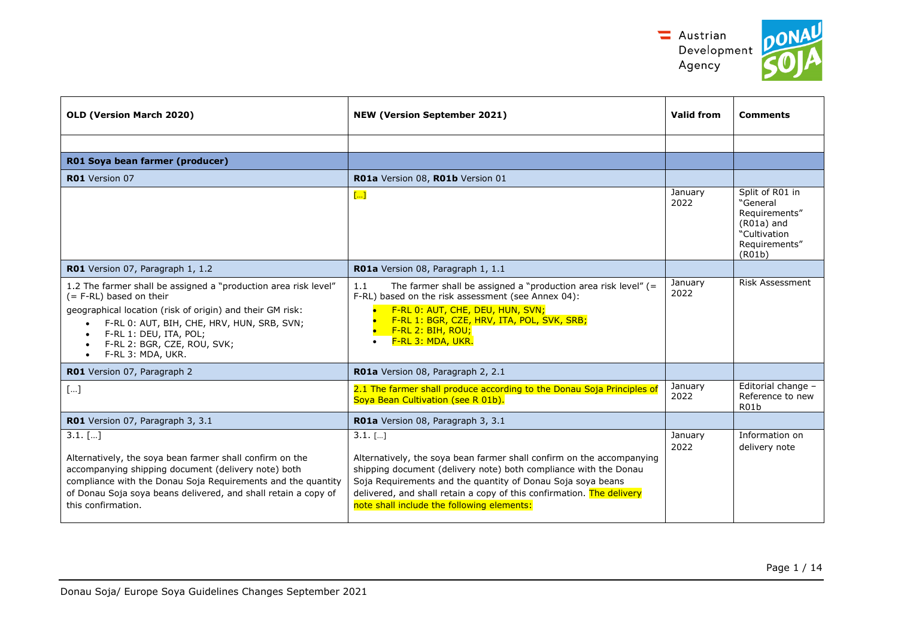| OLD (Version March 2020) | NEW (Version September 2021) | Valid from | Comments |
|---|---|---|---|
| | | | |
| **R01 Soya bean farmer (producer)** | | | |
| **R01** Version 07 | **R01a** Version 08, **R01b** Version 01 | | |
| | […] | January 2022 | Split of R01 in "General Requirements" (R01a) and "Cultivation Requirements" (R01b) |
| **R01** Version 07, Paragraph 1, 1.2 | **R01a** Version 08, Paragraph 1, 1.1 | | |
| 1.2 The farmer shall be assigned a "production area risk level" (= F-RL) based on their geographical location (risk of origin) and their GM risk:<br>• F-RL 0: AUT, BIH, CHE, HRV, HUN, SRB, SVN;<br>• F-RL 1: DEU, ITA, POL;<br>• F-RL 2: BGR, CZE, ROU, SVK;<br>• F-RL 3: MDA, UKR. | 1.1 The farmer shall be assigned a "production area risk level" (= F-RL) based on the risk assessment (see Annex 04):<br>• F-RL 0: AUT, CHE, DEU, HUN, SVN;<br>• F-RL 1: BGR, CZE, HRV, ITA, POL, SVK, SRB;<br>• F-RL 2: BIH, ROU;<br>• F-RL 3: MDA, UKR. | January 2022 | Risk Assessment |
| **R01** Version 07, Paragraph 2 | **R01a** Version 08, Paragraph 2, 2.1 | | |
| […] | 2.1 The farmer shall produce according to the Donau Soja Principles of Soya Bean Cultivation (see R 01b). | January 2022 | Editorial change – Reference to new R01b |
| **R01** Version 07, Paragraph 3, 3.1 | **R01a** Version 08, Paragraph 3, 3.1 | | |
| 3.1. […]<br><br>Alternatively, the soya bean farmer shall confirm on the accompanying shipping document (delivery note) both compliance with the Donau Soja Requirements and the quantity of Donau Soja soya beans delivered, and shall retain a copy of this confirmation. | 3.1. […]<br><br>Alternatively, the soya bean farmer shall confirm on the accompanying shipping document (delivery note) both compliance with the Donau Soja Requirements and the quantity of Donau Soja soya beans delivered, and shall retain a copy of this confirmation. The delivery note shall include the following elements: | January 2022 | Information on delivery note |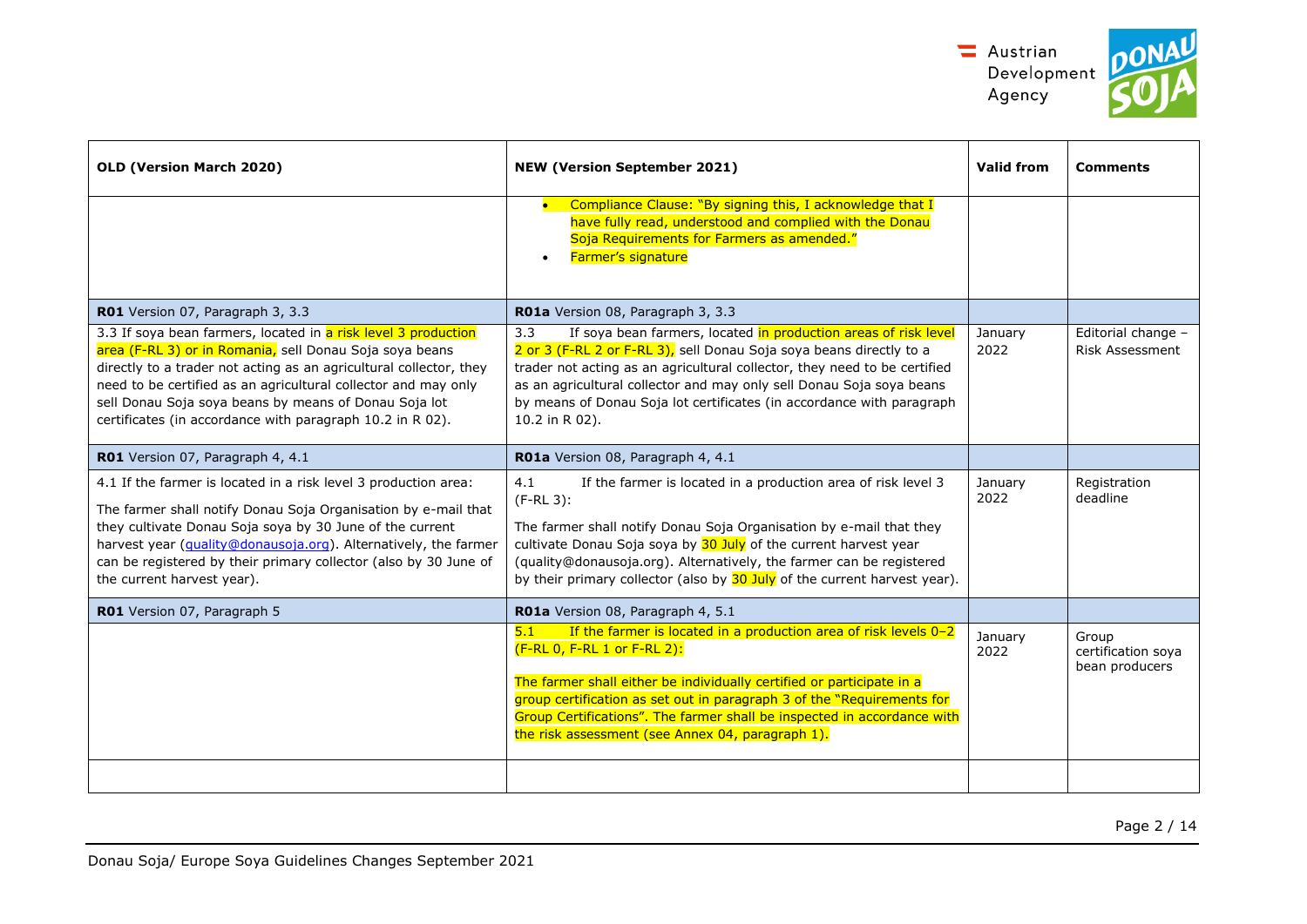| OLD (Version March 2020) | NEW (Version September 2021) | Valid from | Comments |
|---|---|---|---|
| | • Compliance Clause: "By signing this, I acknowledge that I have fully read, understood and complied with the Donau Soja Requirements for Farmers as amended."<br>• Farmer's signature | | |
| **R01** Version 07, Paragraph 3, 3.3 | **R01a** Version 08, Paragraph 3, 3.3 | | |
| 3.3 If soya bean farmers, located in a risk level 3 production area (F-RL 3) or in Romania, sell Donau Soja soya beans directly to a trader not acting as an agricultural collector, they need to be certified as an agricultural collector and may only sell Donau Soja soya beans by means of Donau Soja lot certificates (in accordance with paragraph 10.2 in R 02). | 3.3 If soya bean farmers, located in production areas of risk level 2 or 3 (F-RL 2 or F-RL 3), sell Donau Soja soya beans directly to a trader not acting as an agricultural collector, they need to be certified as an agricultural collector and may only sell Donau Soja soya beans by means of Donau Soja lot certificates (in accordance with paragraph 10.2 in R 02). | January 2022 | Editorial change – Risk Assessment |
| **R01** Version 07, Paragraph 4, 4.1 | **R01a** Version 08, Paragraph 4, 4.1 | | |
| 4.1 If the farmer is located in a risk level 3 production area:<br><br>The farmer shall notify Donau Soja Organisation by e-mail that they cultivate Donau Soja soya by 30 June of the current harvest year (quality@donausoja.org). Alternatively, the farmer can be registered by their primary collector (also by 30 June of the current harvest year). | 4.1 If the farmer is located in a production area of risk level 3 (F-RL 3):<br><br>The farmer shall notify Donau Soja Organisation by e-mail that they cultivate Donau Soja soya by 30 July of the current harvest year (quality@donausoja.org). Alternatively, the farmer can be registered by their primary collector (also by 30 July of the current harvest year). | January 2022 | Registration deadline |
| **R01** Version 07, Paragraph 5 | **R01a** Version 08, Paragraph 4, 5.1 | | |
| | 5.1 If the farmer is located in a production area of risk levels 0–2 (F-RL 0, F-RL 1 or F-RL 2):<br><br>The farmer shall either be individually certified or participate in a group certification as set out in paragraph 3 of the "Requirements for Group Certifications". The farmer shall be inspected in accordance with the risk assessment (see Annex 04, paragraph 1). | January 2022 | Group certification soya bean producers |
| | | | |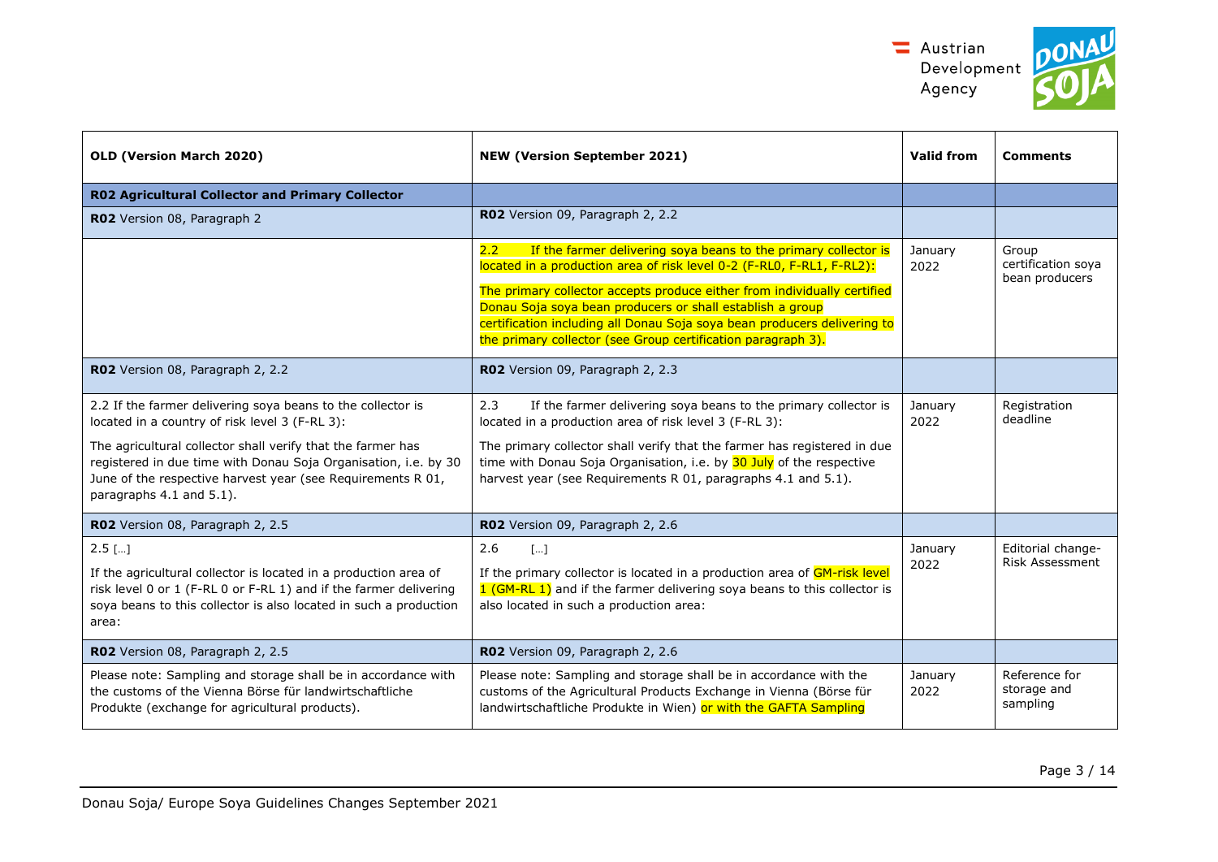| OLD (Version March 2020) | NEW (Version September 2021) | Valid from | Comments |
|---|---|---|---|
| **R02 Agricultural Collector and Primary Collector** | | | |
| **R02** Version 08, Paragraph 2 | **R02** Version 09, Paragraph 2, 2.2 | | |
| | 2.2 If the farmer delivering soya beans to the primary collector is located in a production area of risk level 0-2 (F-RL0, F-RL1, F-RL2):<br><br>The primary collector accepts produce either from individually certified Donau Soja soya bean producers or shall establish a group certification including all Donau Soja soya bean producers delivering to the primary collector (see Group certification paragraph 3). | January 2022 | Group certification soya bean producers |
| **R02** Version 08, Paragraph 2, 2.2 | **R02** Version 09, Paragraph 2, 2.3 | | |
| 2.2 If the farmer delivering soya beans to the collector is located in a country of risk level 3 (F-RL 3):<br><br>The agricultural collector shall verify that the farmer has registered in due time with Donau Soja Organisation, i.e. by 30 June of the respective harvest year (see Requirements R 01, paragraphs 4.1 and 5.1). | 2.3 If the farmer delivering soya beans to the primary collector is located in a production area of risk level 3 (F-RL 3):<br><br>The primary collector shall verify that the farmer has registered in due time with Donau Soja Organisation, i.e. by 30 July of the respective harvest year (see Requirements R 01, paragraphs 4.1 and 5.1). | January 2022 | Registration deadline |
| **R02** Version 08, Paragraph 2, 2.5 | **R02** Version 09, Paragraph 2, 2.6 | | |
| 2.5 […]<br><br>If the agricultural collector is located in a production area of risk level 0 or 1 (F-RL 0 or F-RL 1) and if the farmer delivering soya beans to this collector is also located in such a production area: | 2.6 […]<br><br>If the primary collector is located in a production area of GM-risk level 1 (GM-RL 1) and if the farmer delivering soya beans to this collector is also located in such a production area: | January 2022 | Editorial change- Risk Assessment |
| **R02** Version 08, Paragraph 2, 2.5 | **R02** Version 09, Paragraph 2, 2.6 | | |
| Please note: Sampling and storage shall be in accordance with the customs of the Vienna Börse für landwirtschaftliche Produkte (exchange for agricultural products). | Please note: Sampling and storage shall be in accordance with the customs of the Agricultural Products Exchange in Vienna (Börse für landwirtschaftliche Produkte in Wien) or with the GAFTA Sampling | January 2022 | Reference for storage and sampling |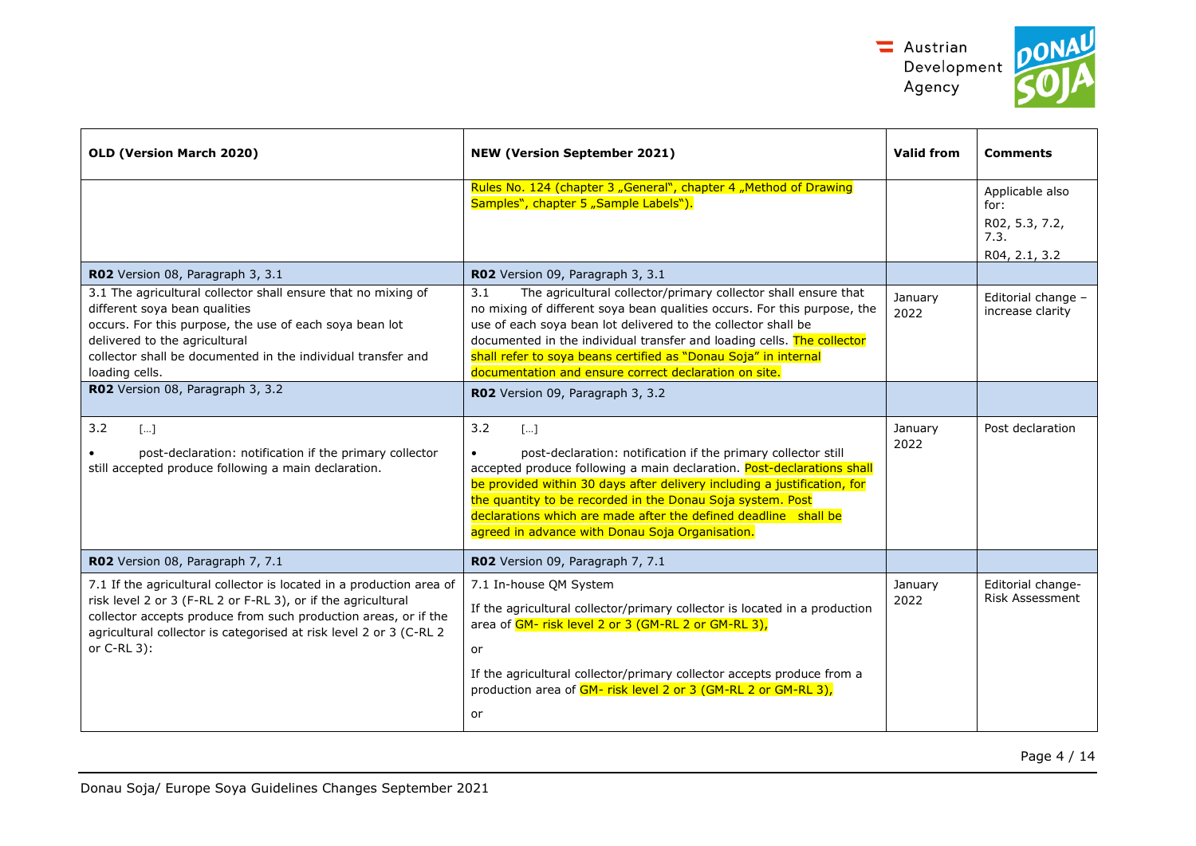| OLD (Version March 2020) | NEW (Version September 2021) | Valid from | Comments |
|---|---|---|---|
| | Rules No. 124 (chapter 3 „General", chapter 4 „Method of Drawing Samples", chapter 5 „Sample Labels"). | | Applicable also for: R02, 5.3, 7.2, 7.3. R04, 2.1, 3.2 |
| **R02** Version 08, Paragraph 3, 3.1 | **R02** Version 09, Paragraph 3, 3.1 | | |
| 3.1 The agricultural collector shall ensure that no mixing of different soya bean qualities occurs. For this purpose, the use of each soya bean lot delivered to the agricultural collector shall be documented in the individual transfer and loading cells. | 3.1 The agricultural collector/primary collector shall ensure that no mixing of different soya bean qualities occurs. For this purpose, the use of each soya bean lot delivered to the collector shall be documented in the individual transfer and loading cells. The collector shall refer to soya beans certified as "Donau Soja" in internal documentation and ensure correct declaration on site. | January 2022 | Editorial change – increase clarity |
| **R02** Version 08, Paragraph 3, 3.2 | **R02** Version 09, Paragraph 3, 3.2 | | |
| 3.2 […] • post-declaration: notification if the primary collector still accepted produce following a main declaration. | 3.2 […] • post-declaration: notification if the primary collector still accepted produce following a main declaration. Post-declarations shall be provided within 30 days after delivery including a justification, for the quantity to be recorded in the Donau Soja system. Post declarations which are made after the defined deadline shall be agreed in advance with Donau Soja Organisation. | January 2022 | Post declaration |
| **R02** Version 08, Paragraph 7, 7.1 | **R02** Version 09, Paragraph 7, 7.1 | | |
| 7.1 If the agricultural collector is located in a production area of risk level 2 or 3 (F-RL 2 or F-RL 3), or if the agricultural collector accepts produce from such production areas, or if the agricultural collector is categorised at risk level 2 or 3 (C-RL 2 or C-RL 3): | 7.1 In-house QM System<br><br>If the agricultural collector/primary collector is located in a production area of GM- risk level 2 or 3 (GM-RL 2 or GM-RL 3),<br><br>or<br><br>If the agricultural collector/primary collector accepts produce from a production area of GM- risk level 2 or 3 (GM-RL 2 or GM-RL 3),<br><br>or | January 2022 | Editorial change- Risk Assessment |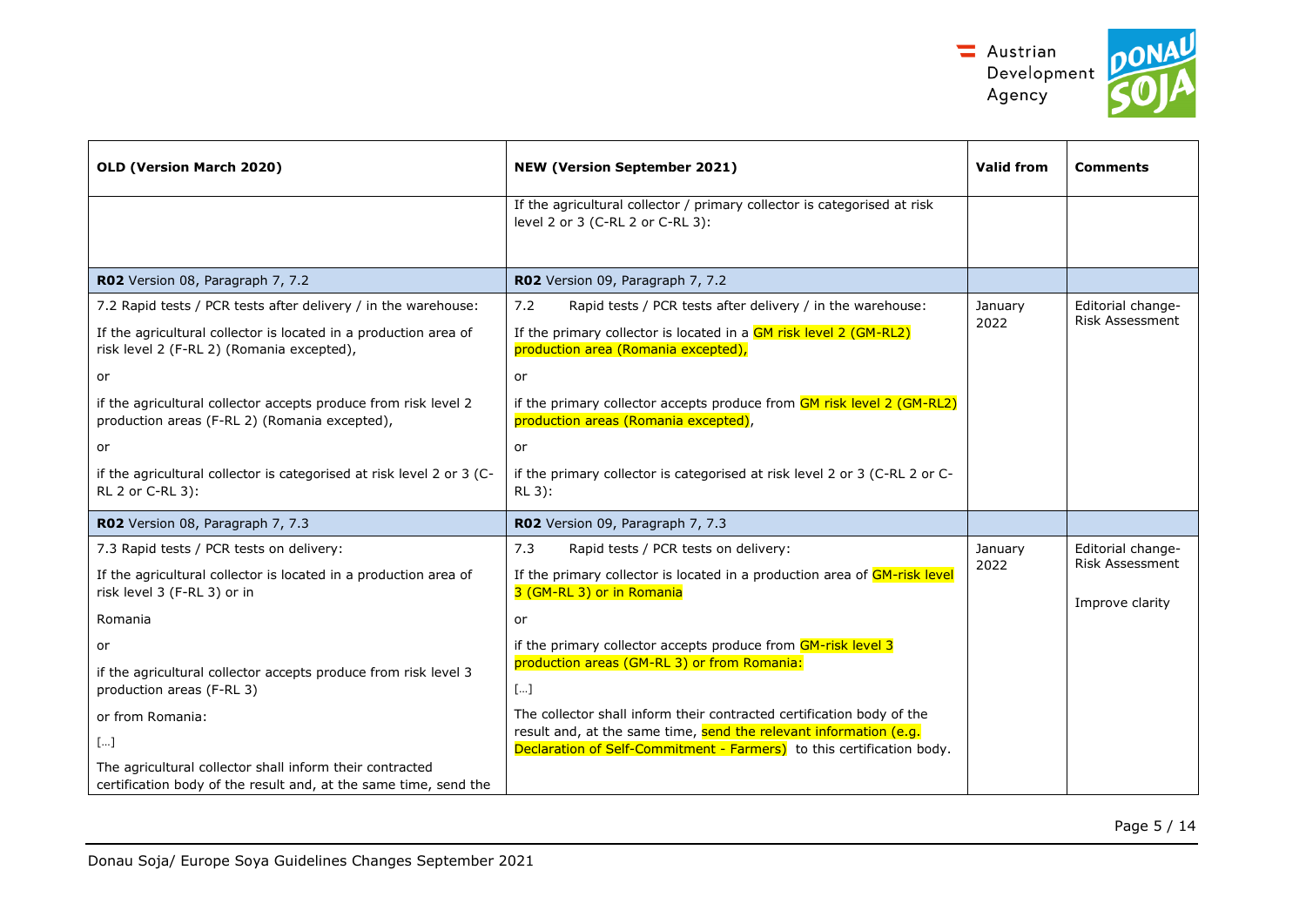| OLD (Version March 2020) | NEW (Version September 2021) | Valid from | Comments |
|---|---|---|---|
| | If the agricultural collector / primary collector is categorised at risk level 2 or 3 (C-RL 2 or C-RL 3): | | |
| **R02** Version 08, Paragraph 7, 7.2 | **R02** Version 09, Paragraph 7, 7.2 | | |
| 7.2 Rapid tests / PCR tests after delivery / in the warehouse:<br><br>If the agricultural collector is located in a production area of risk level 2 (F-RL 2) (Romania excepted),<br><br>or<br><br>if the agricultural collector accepts produce from risk level 2 production areas (F-RL 2) (Romania excepted),<br><br>or<br><br>if the agricultural collector is categorised at risk level 2 or 3 (C-RL 2 or C-RL 3): | 7.2 Rapid tests / PCR tests after delivery / in the warehouse:<br><br>If the primary collector is located in a GM risk level 2 (GM-RL2) production area (Romania excepted),<br><br>or<br><br>if the primary collector accepts produce from GM risk level 2 (GM-RL2) production areas (Romania excepted),<br><br>or<br><br>if the primary collector is categorised at risk level 2 or 3 (C-RL 2 or C-RL 3): | January 2022 | Editorial change- Risk Assessment |
| **R02** Version 08, Paragraph 7, 7.3 | **R02** Version 09, Paragraph 7, 7.3 | | |
| 7.3 Rapid tests / PCR tests on delivery:<br><br>If the agricultural collector is located in a production area of risk level 3 (F-RL 3) or in<br><br>Romania<br><br>or<br><br>if the agricultural collector accepts produce from risk level 3 production areas (F-RL 3)<br><br>or from Romania:<br><br>[…]<br><br>The agricultural collector shall inform their contracted certification body of the result and, at the same time, send the | 7.3 Rapid tests / PCR tests on delivery:<br><br>If the primary collector is located in a production area of GM-risk level 3 (GM-RL 3) or in Romania<br><br>or<br><br>if the primary collector accepts produce from GM-risk level 3 production areas (GM-RL 3) or from Romania:<br><br>[…]<br><br>The collector shall inform their contracted certification body of the result and, at the same time, send the relevant information (e.g. Declaration of Self-Commitment - Farmers) to this certification body. | January 2022 | Editorial change- Risk Assessment<br><br>Improve clarity |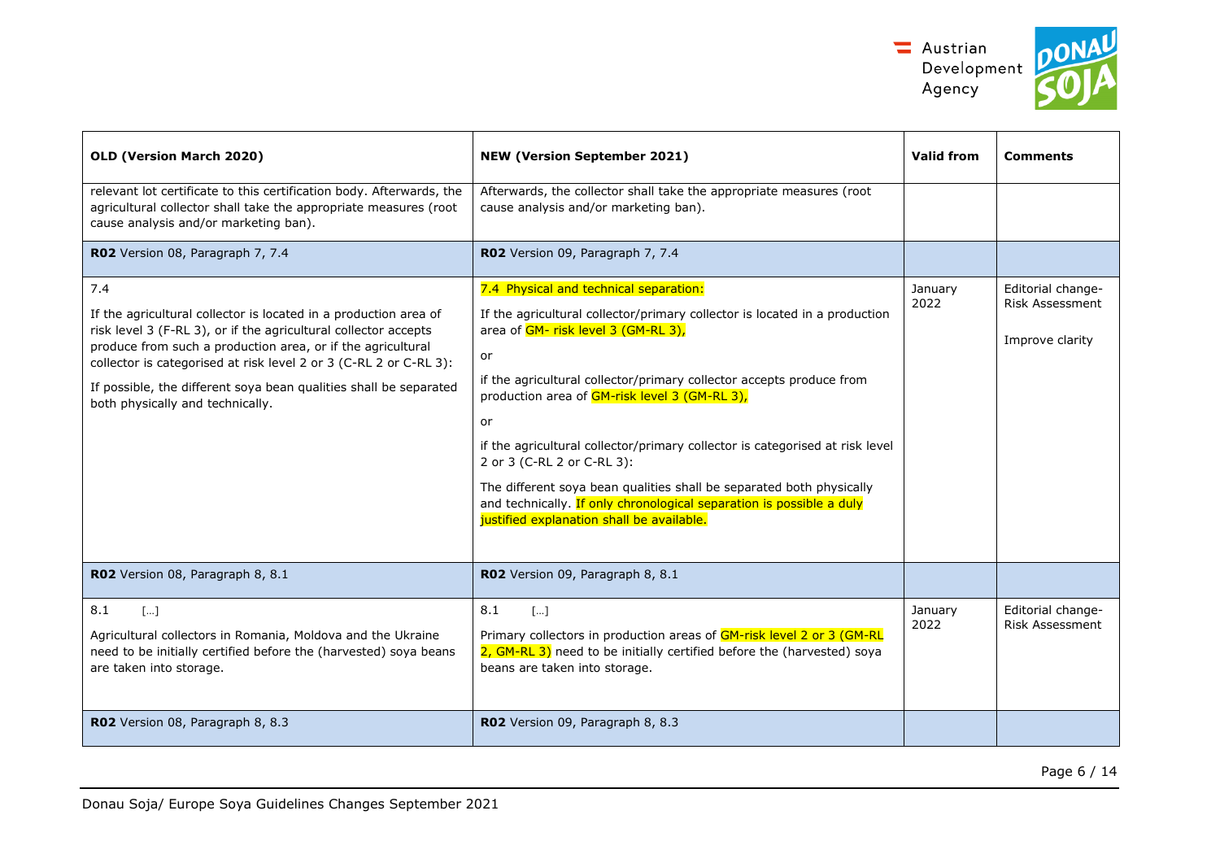| **OLD (Version March 2020)** | **NEW (Version September 2021)** | **Valid from** | **Comments** |
|---|---|---|---|
| relevant lot certificate to this certification body. Afterwards, the agricultural collector shall take the appropriate measures (root cause analysis and/or marketing ban). | Afterwards, the collector shall take the appropriate measures (root cause analysis and/or marketing ban). | | |
| **R02** Version 08, Paragraph 7, 7.4 | **R02** Version 09, Paragraph 7, 7.4 | | |
| 7.4<br><br>If the agricultural collector is located in a production area of risk level 3 (F-RL 3), or if the agricultural collector accepts produce from such a production area, or if the agricultural collector is categorised at risk level 2 or 3 (C-RL 2 or C-RL 3):<br><br>If possible, the different soya bean qualities shall be separated both physically and technically. | 7.4 Physical and technical separation:<br><br>If the agricultural collector/primary collector is located in a production area of GM- risk level 3 (GM-RL 3),<br><br>or<br><br>if the agricultural collector/primary collector accepts produce from production area of GM-risk level 3 (GM-RL 3),<br><br>or<br><br>if the agricultural collector/primary collector is categorised at risk level 2 or 3 (C-RL 2 or C-RL 3):<br><br>The different soya bean qualities shall be separated both physically and technically. If only chronological separation is possible a duly justified explanation shall be available. | January 2022 | Editorial change- Risk Assessment<br><br>Improve clarity |
| **R02** Version 08, Paragraph 8, 8.1 | **R02** Version 09, Paragraph 8, 8.1 | | |
| 8.1 [...]<br><br>Agricultural collectors in Romania, Moldova and the Ukraine need to be initially certified before the (harvested) soya beans are taken into storage. | 8.1 [...]<br><br>Primary collectors in production areas of GM-risk level 2 or 3 (GM-RL 2, GM-RL 3) need to be initially certified before the (harvested) soya beans are taken into storage. | January 2022 | Editorial change- Risk Assessment |
| **R02** Version 08, Paragraph 8, 8.3 | **R02** Version 09, Paragraph 8, 8.3 | | |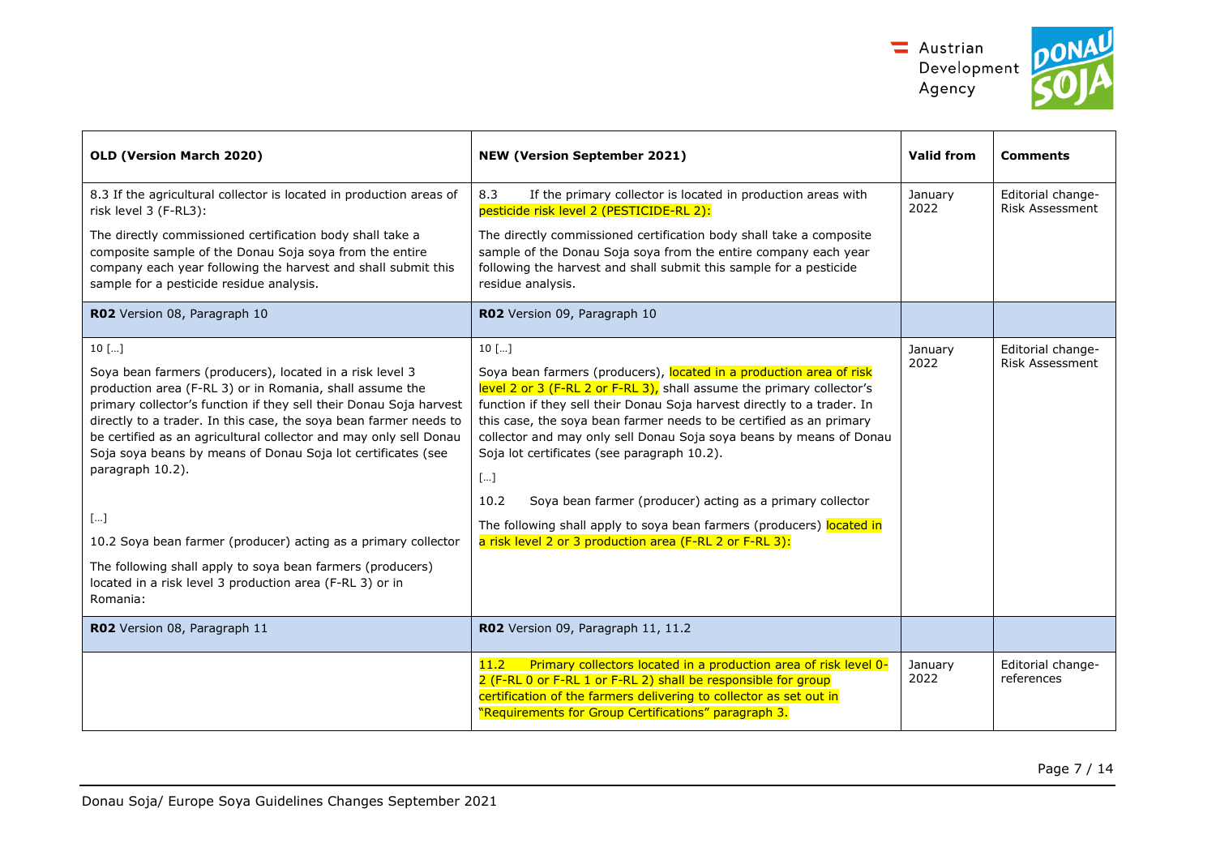| OLD (Version March 2020) | NEW (Version September 2021) | Valid from | Comments |
|---|---|---|---|
| 8.3 If the agricultural collector is located in production areas of risk level 3 (F-RL3):<br><br>The directly commissioned certification body shall take a composite sample of the Donau Soja soya from the entire company each year following the harvest and shall submit this sample for a pesticide residue analysis. | 8.3 If the primary collector is located in production areas with pesticide risk level 2 (PESTICIDE-RL 2):<br><br>The directly commissioned certification body shall take a composite sample of the Donau Soja soya from the entire company each year following the harvest and shall submit this sample for a pesticide residue analysis. | January 2022 | Editorial change- Risk Assessment |
| **R02** Version 08, Paragraph 10 | **R02** Version 09, Paragraph 10 | | |
| 10 […]<br><br>Soya bean farmers (producers), located in a risk level 3 production area (F-RL 3) or in Romania, shall assume the primary collector's function if they sell their Donau Soja harvest directly to a trader. In this case, the soya bean farmer needs to be certified as an agricultural collector and may only sell Donau Soja soya beans by means of Donau Soja lot certificates (see paragraph 10.2).<br><br>[…]<br><br>10.2 Soya bean farmer (producer) acting as a primary collector<br><br>The following shall apply to soya bean farmers (producers) located in a risk level 3 production area (F-RL 3) or in Romania: | 10 […]<br><br>Soya bean farmers (producers), located in a production area of risk level 2 or 3 (F-RL 2 or F-RL 3), shall assume the primary collector's function if they sell their Donau Soja harvest directly to a trader. In this case, the soya bean farmer needs to be certified as an primary collector and may only sell Donau Soja soya beans by means of Donau Soja lot certificates (see paragraph 10.2).<br><br>[…]<br><br>10.2 Soya bean farmer (producer) acting as a primary collector<br><br>The following shall apply to soya bean farmers (producers) located in a risk level 2 or 3 production area (F-RL 2 or F-RL 3): | January 2022 | Editorial change- Risk Assessment |
| **R02** Version 08, Paragraph 11 | **R02** Version 09, Paragraph 11, 11.2 | | |
| | 11.2 Primary collectors located in a production area of risk level 0-2 (F-RL 0 or F-RL 1 or F-RL 2) shall be responsible for group certification of the farmers delivering to collector as set out in "Requirements for Group Certifications" paragraph 3. | January 2022 | Editorial change- references |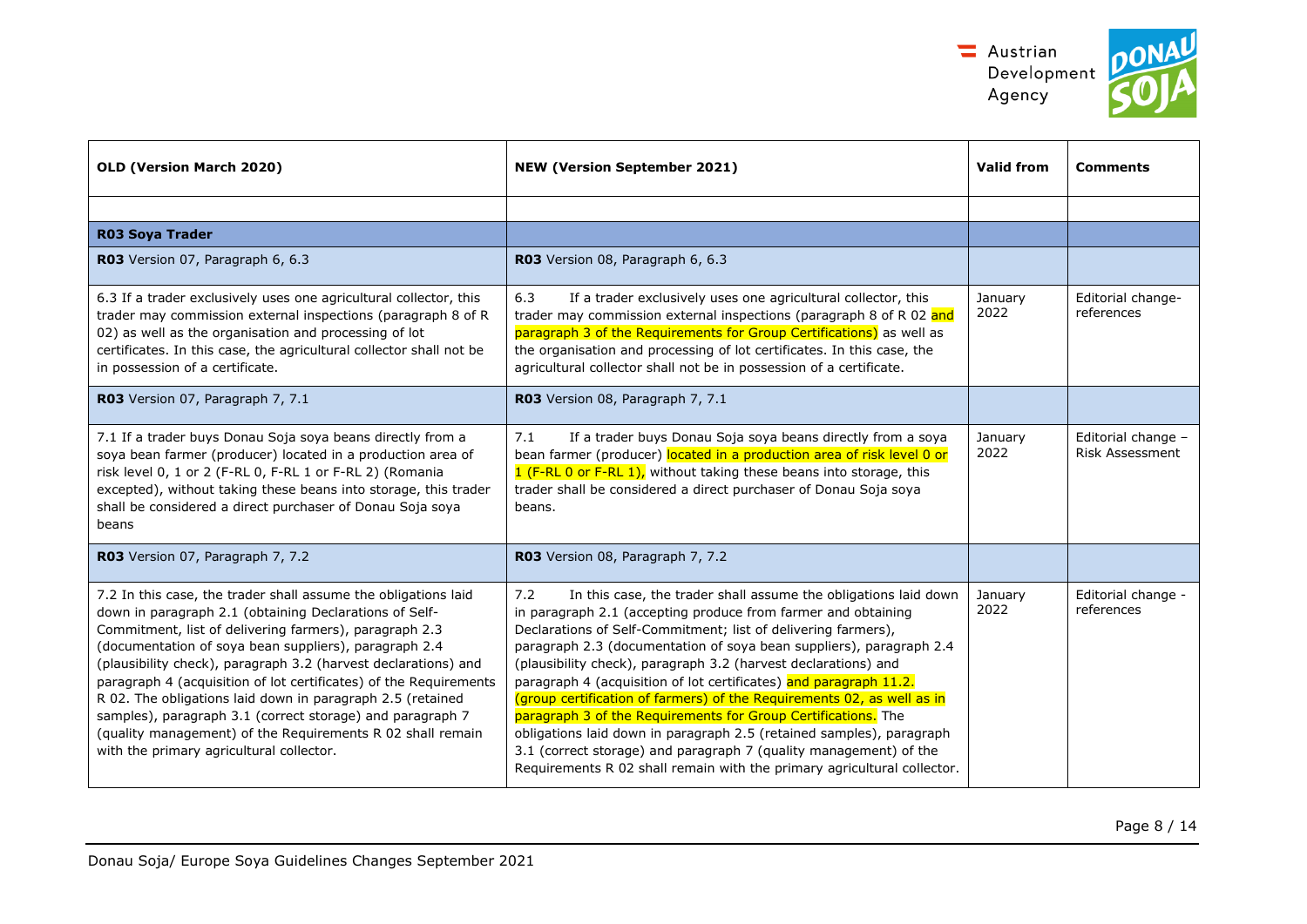| OLD (Version March 2020) | NEW (Version September 2021) | Valid from | Comments |
|---|---|---|---|
| | | | |
| **R03 Soya Trader** | | | |
| **R03** Version 07, Paragraph 6, 6.3 | **R03** Version 08, Paragraph 6, 6.3 | | |
| 6.3 If a trader exclusively uses one agricultural collector, this trader may commission external inspections (paragraph 8 of R 02) as well as the organisation and processing of lot certificates. In this case, the agricultural collector shall not be in possession of a certificate. | 6.3 If a trader exclusively uses one agricultural collector, this trader may commission external inspections (paragraph 8 of R 02 and paragraph 3 of the Requirements for Group Certifications) as well as the organisation and processing of lot certificates. In this case, the agricultural collector shall not be in possession of a certificate. | January 2022 | Editorial change- references |
| **R03** Version 07, Paragraph 7, 7.1 | **R03** Version 08, Paragraph 7, 7.1 | | |
| 7.1 If a trader buys Donau Soja soya beans directly from a soya bean farmer (producer) located in a production area of risk level 0, 1 or 2 (F-RL 0, F-RL 1 or F-RL 2) (Romania excepted), without taking these beans into storage, this trader shall be considered a direct purchaser of Donau Soja soya beans | 7.1 If a trader buys Donau Soja soya beans directly from a soya bean farmer (producer) located in a production area of risk level 0 or 1 (F-RL 0 or F-RL 1), without taking these beans into storage, this trader shall be considered a direct purchaser of Donau Soja soya beans. | January 2022 | Editorial change – Risk Assessment |
| **R03** Version 07, Paragraph 7, 7.2 | **R03** Version 08, Paragraph 7, 7.2 | | |
| 7.2 In this case, the trader shall assume the obligations laid down in paragraph 2.1 (obtaining Declarations of Self-Commitment, list of delivering farmers), paragraph 2.3 (documentation of soya bean suppliers), paragraph 2.4 (plausibility check), paragraph 3.2 (harvest declarations) and paragraph 4 (acquisition of lot certificates) of the Requirements R 02. The obligations laid down in paragraph 2.5 (retained samples), paragraph 3.1 (correct storage) and paragraph 7 (quality management) of the Requirements R 02 shall remain with the primary agricultural collector. | 7.2 In this case, the trader shall assume the obligations laid down in paragraph 2.1 (accepting produce from farmer and obtaining Declarations of Self-Commitment; list of delivering farmers), paragraph 2.3 (documentation of soya bean suppliers), paragraph 2.4 (plausibility check), paragraph 3.2 (harvest declarations) and paragraph 4 (acquisition of lot certificates) and paragraph 11.2. (group certification of farmers) of the Requirements 02, as well as in paragraph 3 of the Requirements for Group Certifications. The obligations laid down in paragraph 2.5 (retained samples), paragraph 3.1 (correct storage) and paragraph 7 (quality management) of the Requirements R 02 shall remain with the primary agricultural collector. | January 2022 | Editorial change - references |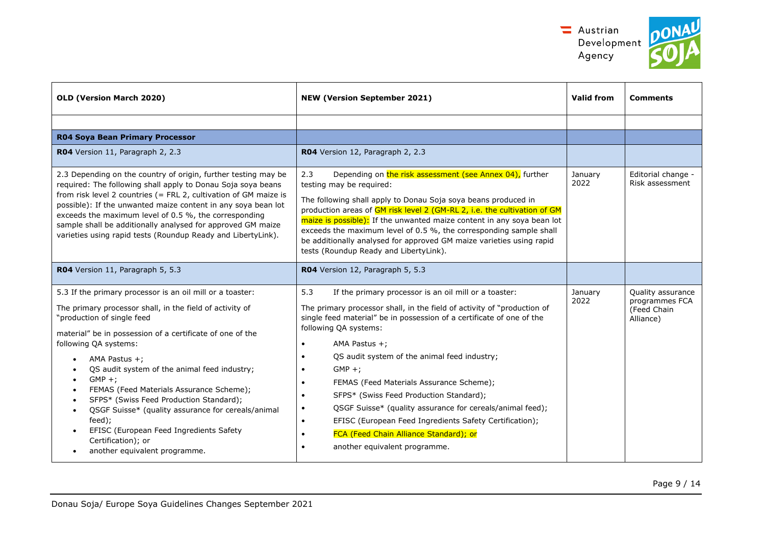| OLD (Version March 2020) | NEW (Version September 2021) | Valid from | Comments |
|---|---|---|---|
| | | | |
| **R04 Soya Bean Primary Processor** | | | |
| **R04** Version 11, Paragraph 2, 2.3 | **R04** Version 12, Paragraph 2, 2.3 | | |
| 2.3 Depending on the country of origin, further testing may be required: The following shall apply to Donau Soja soya beans from risk level 2 countries (= FRL 2, cultivation of GM maize is possible): If the unwanted maize content in any soya bean lot exceeds the maximum level of 0.5 %, the corresponding sample shall be additionally analysed for approved GM maize varieties using rapid tests (Roundup Ready and LibertyLink). | 2.3 Depending on the risk assessment (see Annex 04), further testing may be required:<br><br>The following shall apply to Donau Soja soya beans produced in production areas of GM risk level 2 (GM-RL 2, i.e. the cultivation of GM maize is possible): If the unwanted maize content in any soya bean lot exceeds the maximum level of 0.5 %, the corresponding sample shall be additionally analysed for approved GM maize varieties using rapid tests (Roundup Ready and LibertyLink). | January 2022 | Editorial change - Risk assessment |
| **R04** Version 11, Paragraph 5, 5.3 | **R04** Version 12, Paragraph 5, 5.3 | | |
| 5.3 If the primary processor is an oil mill or a toaster:<br><br>The primary processor shall, in the field of activity of "production of single feed<br><br>material" be in possession of a certificate of one of the following QA systems:<br><br>• AMA Pastus +;<br>• QS audit system of the animal feed industry;<br>• GMP +;<br>• FEMAS (Feed Materials Assurance Scheme);<br>• SFPS* (Swiss Feed Production Standard);<br>• QSGF Suisse* (quality assurance for cereals/animal feed);<br>• EFISC (European Feed Ingredients Safety Certification); or<br>• another equivalent programme. | 5.3 If the primary processor is an oil mill or a toaster:<br><br>The primary processor shall, in the field of activity of "production of single feed material" be in possession of a certificate of one of the following QA systems:<br><br>• AMA Pastus +;<br>• QS audit system of the animal feed industry;<br>• GMP +;<br>• FEMAS (Feed Materials Assurance Scheme);<br>• SFPS* (Swiss Feed Production Standard);<br>• QSGF Suisse* (quality assurance for cereals/animal feed);<br>• EFISC (European Feed Ingredients Safety Certification);<br>• FCA (Feed Chain Alliance Standard); or<br>• another equivalent programme. | January 2022 | Quality assurance programmes FCA (Feed Chain Alliance) |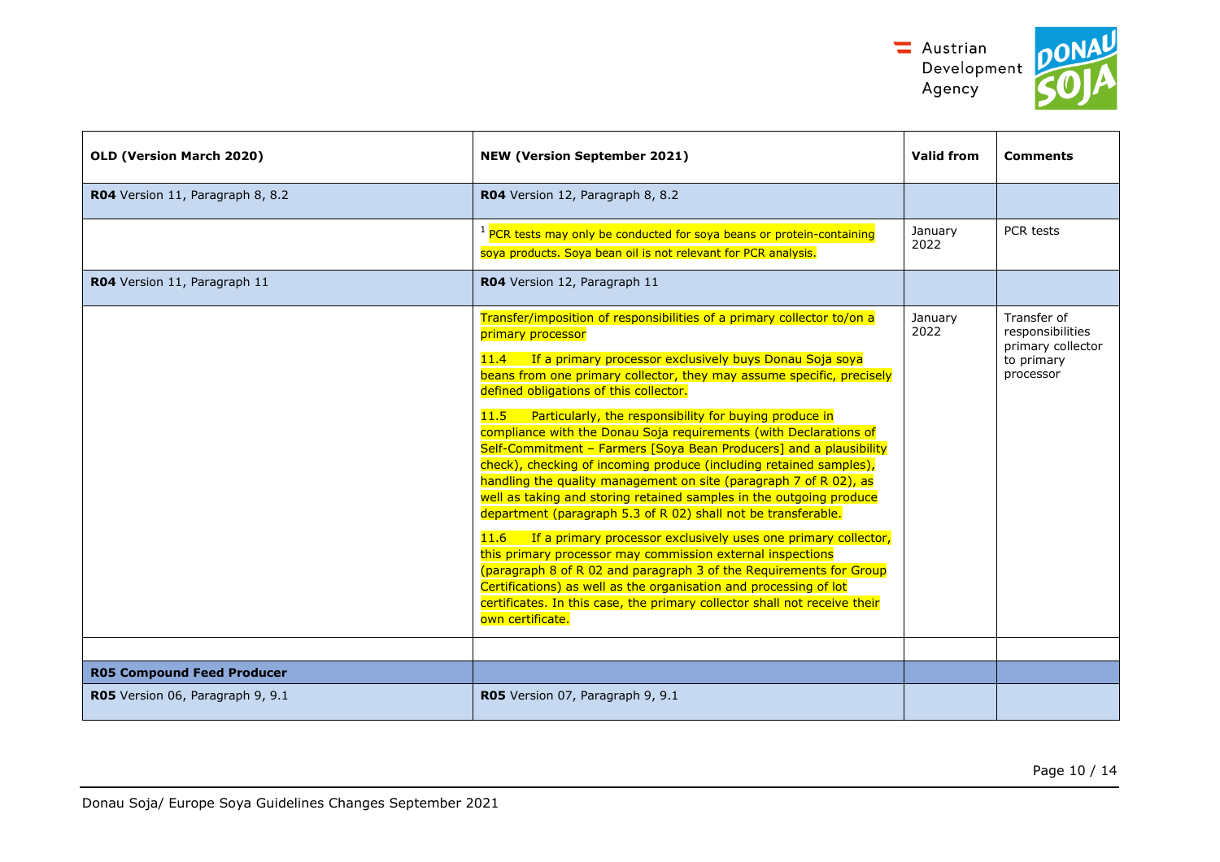| OLD (Version March 2020) | NEW (Version September 2021) | Valid from | Comments |
|---|---|---|---|
| **R04** Version 11, Paragraph 8, 8.2 | **R04** Version 12, Paragraph 8, 8.2 | | |
| | [1] PCR tests may only be conducted for soya beans or protein-containing soya products. Soya bean oil is not relevant for PCR analysis. | January 2022 | PCR tests |
| **R04** Version 11, Paragraph 11 | **R04** Version 12, Paragraph 11 | | |
| | Transfer/imposition of responsibilities of a primary collector to/on a primary processor<br><br>11.4 If a primary processor exclusively buys Donau Soja soya beans from one primary collector, they may assume specific, precisely defined obligations of this collector.<br><br>11.5 Particularly, the responsibility for buying produce in compliance with the Donau Soja requirements (with Declarations of Self-Commitment – Farmers [Soya Bean Producers] and a plausibility check), checking of incoming produce (including retained samples), handling the quality management on site (paragraph 7 of R 02), as well as taking and storing retained samples in the outgoing produce department (paragraph 5.3 of R 02) shall not be transferable.<br><br>11.6 If a primary processor exclusively uses one primary collector, this primary processor may commission external inspections (paragraph 8 of R 02 and paragraph 3 of the Requirements for Group Certifications) as well as the organisation and processing of lot certificates. In this case, the primary collector shall not receive their own certificate. | January 2022 | Transfer of responsibilities primary collector to primary processor |
| | | | |
| **R05 Compound Feed Producer** | | | |
| **R05** Version 06, Paragraph 9, 9.1 | **R05** Version 07, Paragraph 9, 9.1 | | |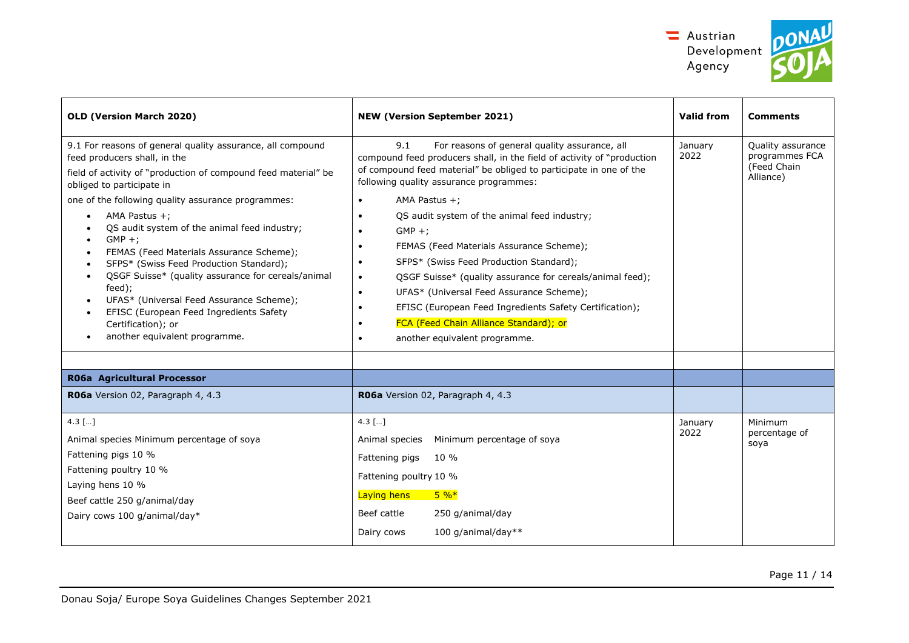| OLD (Version March 2020) | NEW (Version September 2021) | Valid from | Comments |
|---|---|---|---|
| 9.1 For reasons of general quality assurance, all compound feed producers shall, in the field of activity of "production of compound feed material" be obliged to participate in one of the following quality assurance programmes:<br>• AMA Pastus +;<br>• QS audit system of the animal feed industry;<br>• GMP +;<br>• FEMAS (Feed Materials Assurance Scheme);<br>• SFPS* (Swiss Feed Production Standard);<br>• QSGF Suisse* (quality assurance for cereals/animal feed);<br>• UFAS* (Universal Feed Assurance Scheme);<br>• EFISC (European Feed Ingredients Safety Certification); or<br>• another equivalent programme. | 9.1 For reasons of general quality assurance, all compound feed producers shall, in the field of activity of "production of compound feed material" be obliged to participate in one of the following quality assurance programmes:<br>• AMA Pastus +;<br>• QS audit system of the animal feed industry;<br>• GMP +;<br>• FEMAS (Feed Materials Assurance Scheme);<br>• SFPS* (Swiss Feed Production Standard);<br>• QSGF Suisse* (quality assurance for cereals/animal feed);<br>• UFAS* (Universal Feed Assurance Scheme);<br>• EFISC (European Feed Ingredients Safety Certification);<br>• FCA (Feed Chain Alliance Standard); or<br>• another equivalent programme. | January 2022 | Quality assurance programmes FCA (Feed Chain Alliance) |
| | | | |
| **R06a Agricultural Processor** | | | |
| **R06a** Version 02, Paragraph 4, 4.3 | **R06a** Version 02, Paragraph 4, 4.3 | | |
| 4.3 […]<br>Animal species Minimum percentage of soya<br>Fattening pigs 10 %<br>Fattening poultry 10 %<br>Laying hens 10 %<br>Beef cattle 250 g/animal/day<br>Dairy cows 100 g/animal/day* | 4.3 […]<br>Animal species Minimum percentage of soya<br>Fattening pigs 10 %<br>Fattening poultry 10 %<br>Laying hens 5 %*<br>Beef cattle 250 g/animal/day<br>Dairy cows 100 g/animal/day** | January 2022 | Minimum percentage of soya |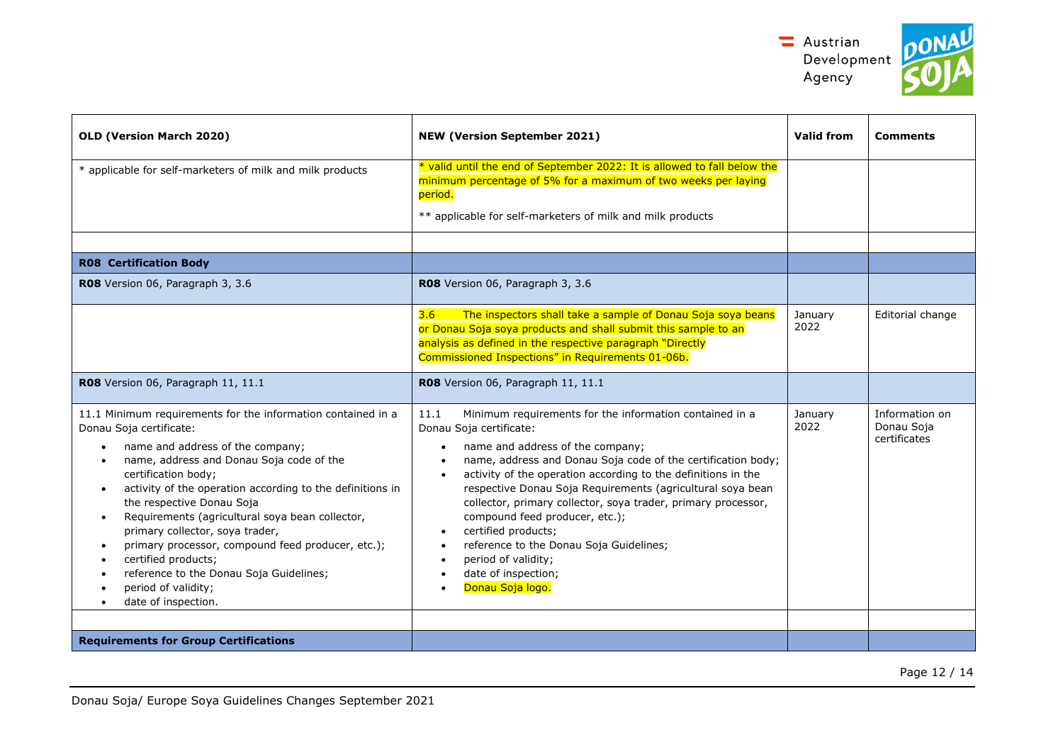| OLD (Version March 2020) | NEW (Version September 2021) | Valid from | Comments |
|---|---|---|---|
| * applicable for self-marketers of milk and milk products | * valid until the end of September 2022: It is allowed to fall below the minimum percentage of 5% for a maximum of two weeks per laying period.<br><br>** applicable for self-marketers of milk and milk products | | |
| | | | |
| **R08 Certification Body** | | | |
| **R08** Version 06, Paragraph 3, 3.6 | **R08** Version 06, Paragraph 3, 3.6 | | |
| | 3.6 The inspectors shall take a sample of Donau Soja soya beans or Donau Soja soya products and shall submit this sample to an analysis as defined in the respective paragraph "Directly Commissioned Inspections" in Requirements 01-06b. | January 2022 | Editorial change |
| **R08** Version 06, Paragraph 11, 11.1 | **R08** Version 06, Paragraph 11, 11.1 | | |
| 11.1 Minimum requirements for the information contained in a Donau Soja certificate:<br>• name and address of the company;<br>• name, address and Donau Soja code of the certification body;<br>• activity of the operation according to the definitions in the respective Donau Soja<br>• Requirements (agricultural soya bean collector, primary collector, soya trader,<br>• primary processor, compound feed producer, etc.);<br>• certified products;<br>• reference to the Donau Soja Guidelines;<br>• period of validity;<br>• date of inspection. | 11.1 Minimum requirements for the information contained in a Donau Soja certificate:<br>• name and address of the company;<br>• name, address and Donau Soja code of the certification body;<br>• activity of the operation according to the definitions in the respective Donau Soja Requirements (agricultural soya bean collector, primary collector, soya trader, primary processor, compound feed producer, etc.);<br>• certified products;<br>• reference to the Donau Soja Guidelines;<br>• period of validity;<br>• date of inspection;<br>• Donau Soja logo. | January 2022 | Information on Donau Soja certificates |
| | | | |
| **Requirements for Group Certifications** | | | |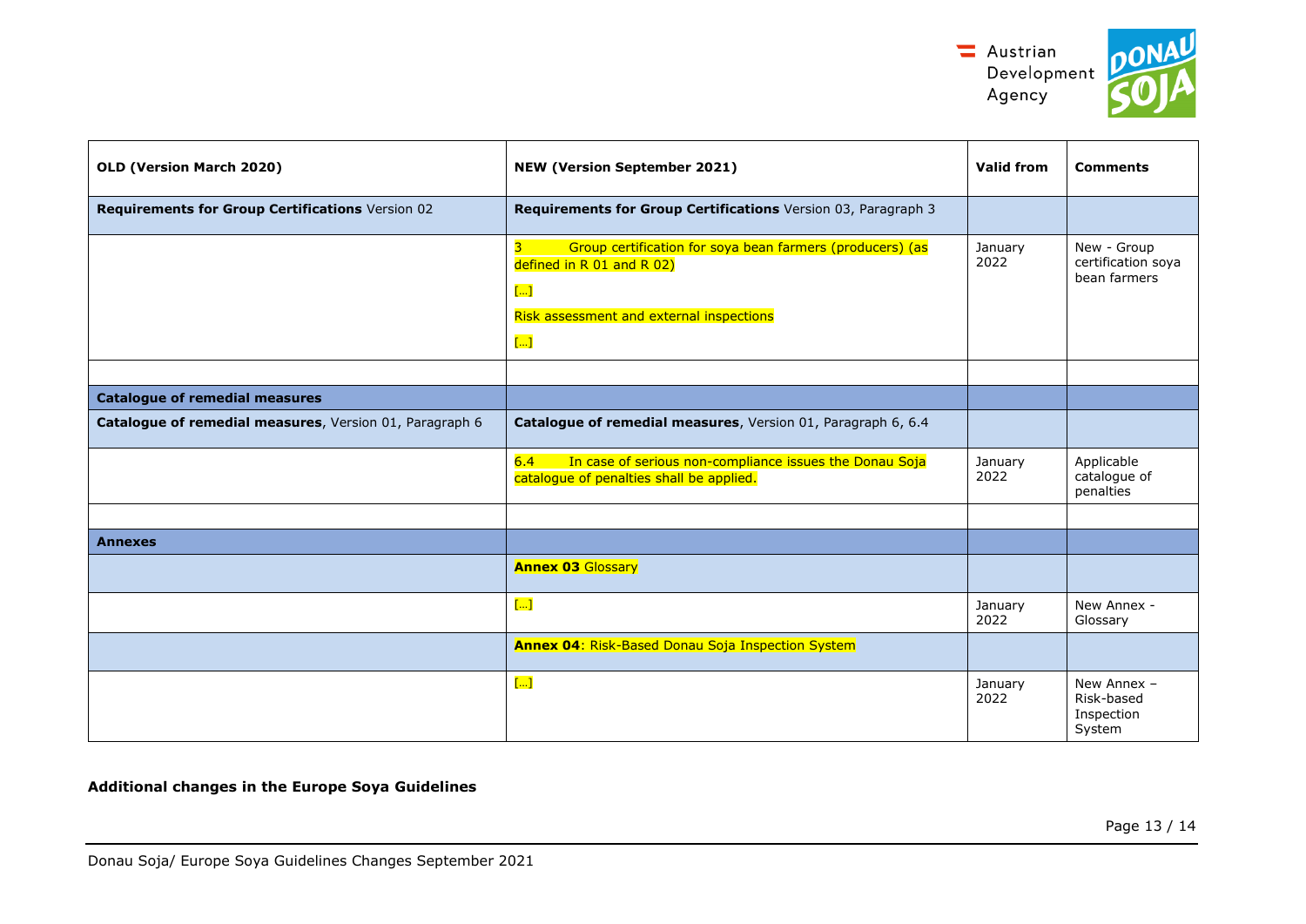| **OLD (Version March 2020)** | **NEW (Version September 2021)** | **Valid from** | **Comments** |
|---|---|---|---|
| **Requirements for Group Certifications** Version 02 | **Requirements for Group Certifications** Version 03, Paragraph 3 | | |
| | 3 Group certification for soya bean farmers (producers) (as defined in R 01 and R 02)<br>[…]<br>Risk assessment and external inspections<br>[…] | January 2022 | New - Group certification soya bean farmers |
| | | | |
| **Catalogue of remedial measures** | | | |
| **Catalogue of remedial measures**, Version 01, Paragraph 6 | **Catalogue of remedial measures**, Version 01, Paragraph 6, 6.4 | | |
| | 6.4 In case of serious non-compliance issues the Donau Soja catalogue of penalties shall be applied. | January 2022 | Applicable catalogue of penalties |
| | | | |
| **Annexes** | | | |
| | **Annex 03** Glossary | | |
| | […] | January 2022 | New Annex - Glossary |
| | **Annex 04**: Risk-Based Donau Soja Inspection System | | |
| | […] | January 2022 | New Annex – Risk-based Inspection System |

**Additional changes in the Europe Soya Guidelines**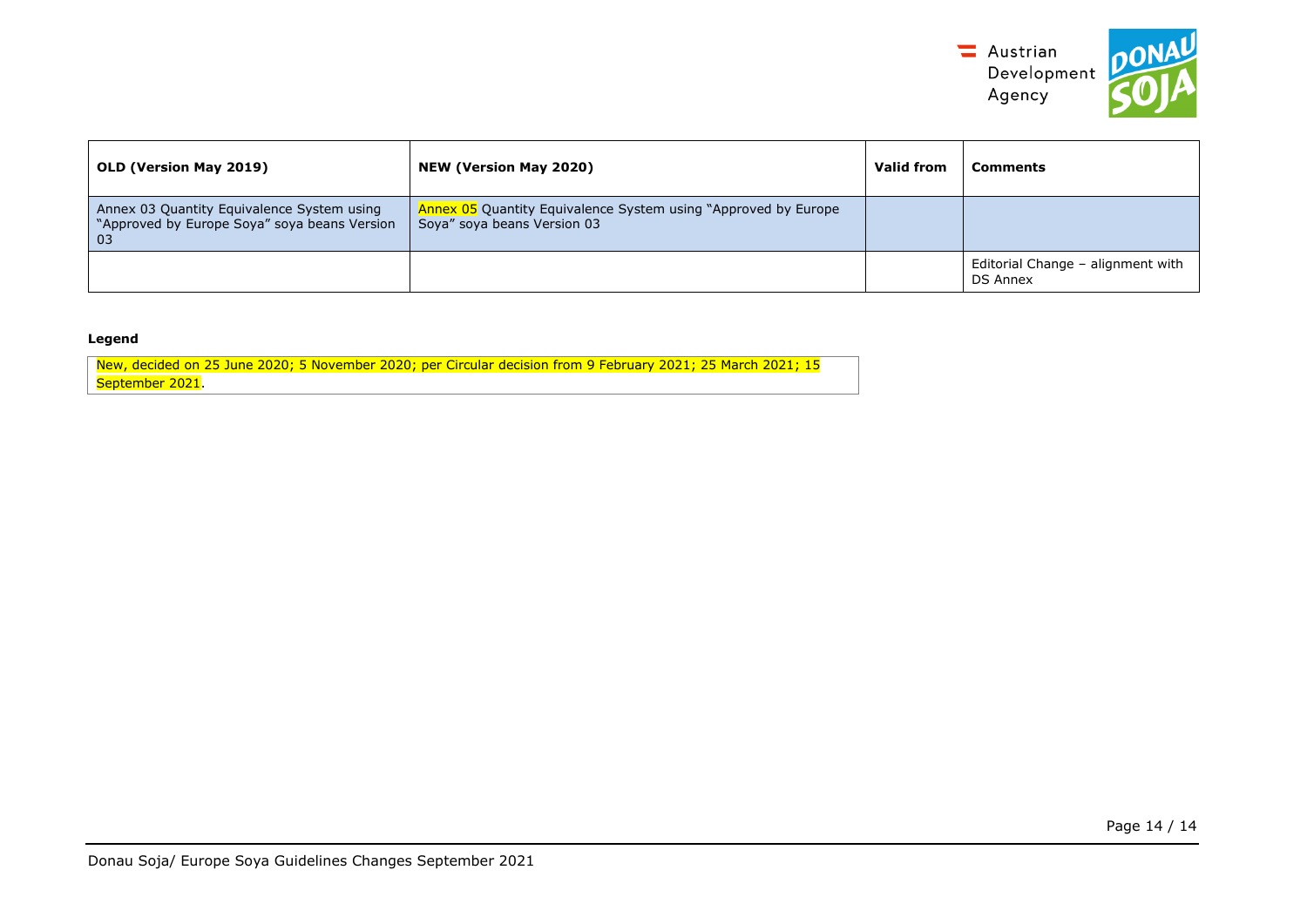| OLD (Version May 2019) | NEW (Version May 2020) | Valid from | Comments |
|---|---|---|---|
| Annex 03 Quantity Equivalence System using "Approved by Europe Soya" soya beans Version 03 | Annex 05 Quantity Equivalence System using "Approved by Europe Soya" soya beans Version 03 | | |
| | | | Editorial Change – alignment with DS Annex |

**Legend**

| |
|---|
| New, decided on 25 June 2020; 5 November 2020; per Circular decision from 9 February 2021; 25 March 2021; 15 September 2021. |